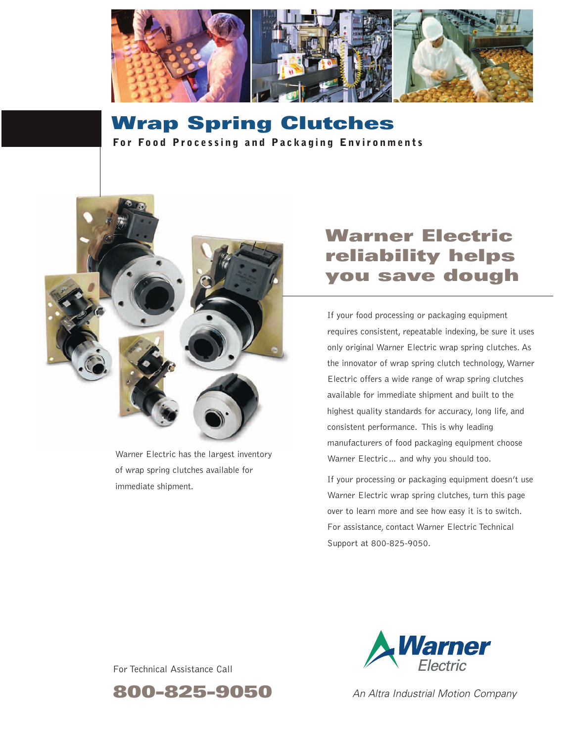# Wrap Spring Clutches

**For Food Processing and Packaging Environments**

Warner Electric has the largest inventory of wrap spring clutches available for immediate shipment.

## Warner Electric reliability helps you save dough

If your food processing or packaging equipment requires consistent, repeatable indexing, be sure it uses only original Warner Electric wrap spring clutches. As the innovator of wrap spring clutch technology, Warner Electric offers a wide range of wrap spring clutches available for immediate shipment and built to the highest quality standards for accuracy, long life, and consistent performance. This is why leading manufacturers of food packaging equipment choose Warner Electric... and why you should too.

If your processing or packaging equipment doesn't use Warner Electric wrap spring clutches, turn this page over to learn more and see how easy it is to switch. For assistance, contact Warner Electric Technical Support at 800-825-9050.

For Technical Assistance Call

**800-825-9050**

Warner Electric

*An Altra Industrial Motion Company*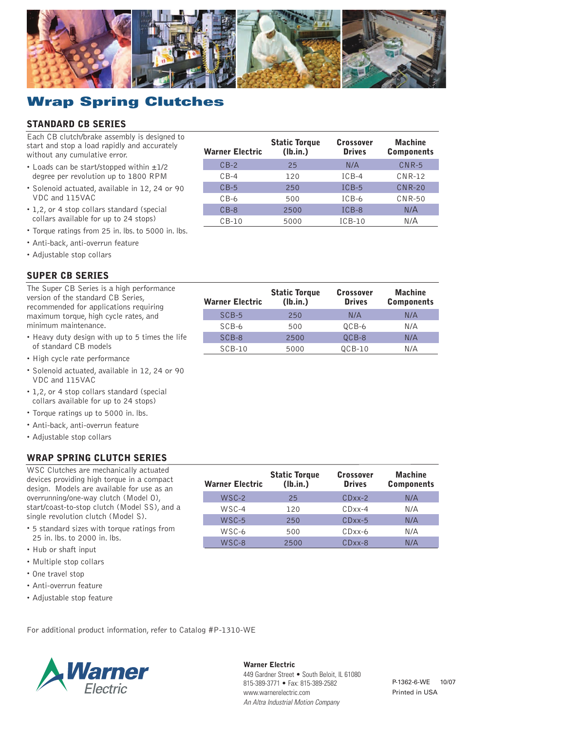# Wrap Spring Clutches

## STANDARD CB SERIES

Each CB clutch/brake assembly is designed to start and stop a load rapidly and accurately without any cumulative error.

- Loads can be start/stopped within ±1/2 degree per revolution up to 1800 RPM
- Solenoid actuated, available in 12, 24 or 90 VDC and 115VAC
- 1,2, or 4 stop collars standard (special collars available for up to 24 stops)
- Torque ratings from 25 in. lbs. to 5000 in. lbs.
- Anti-back, anti-overrun feature
- Adjustable stop collars

| Warner Electric | Static Torque (lb.in.) | Crossover Drives | Machine Components |
|---|---|---|---|
| CB-2 | 25 | N/A | CNR-5 |
| CB-4 | 120 | ICB-4 | CNR-12 |
| CB-5 | 250 | ICB-5 | CNR-20 |
| CB-6 | 500 | ICB-6 | CNR-50 |
| CB-8 | 2500 | ICB-8 | N/A |
| CB-10 | 5000 | ICB-10 | N/A |

## SUPER CB SERIES

The Super CB Series is a high performance version of the standard CB Series, recommended for applications requiring maximum torque, high cycle rates, and minimum maintenance.

- Heavy duty design with up to 5 times the life of standard CB models
- High cycle rate performance
- Solenoid actuated, available in 12, 24 or 90 VDC and 115VAC
- 1,2, or 4 stop collars standard (special collars available for up to 24 stops)
- Torque ratings up to 5000 in. lbs.
- Anti-back, anti-overrun feature
- Adjustable stop collars

| Warner Electric | Static Torque (lb.in.) | Crossover Drives | Machine Components |
|---|---|---|---|
| SCB-5 | 250 | N/A | N/A |
| SCB-6 | 500 | QCB-6 | N/A |
| SCB-8 | 2500 | QCB-8 | N/A |
| SCB-10 | 5000 | QCB-10 | N/A |

## WRAP SPRING CLUTCH SERIES

WSC Clutches are mechanically actuated devices providing high torque in a compact design. Models are available for use as an overrunning/one-way clutch (Model O), start/coast-to-stop clutch (Model SS), and a single revolution clutch (Model S).

- 5 standard sizes with torque ratings from 25 in. lbs. to 2000 in. lbs.
- Hub or shaft input
- Multiple stop collars
- One travel stop
- Anti-overrun feature
- Adjustable stop feature

| Warner Electric | Static Torque (lb.in.) | Crossover Drives | Machine Components |
|---|---|---|---|
| WSC-2 | 25 | CDxx-2 | N/A |
| WSC-4 | 120 | CDxx-4 | N/A |
| WSC-5 | 250 | CDxx-5 | N/A |
| WSC-6 | 500 | CDxx-6 | N/A |
| WSC-8 | 2500 | CDxx-8 | N/A |

For additional product information, refer to Catalog #P-1310-WE

Warner Electric

**Warner Electric**
449 Gardner Street • South Beloit, IL 61080
815-389-3771 • Fax: 815-389-2582
www.warnerelectric.com
*An Altra Industrial Motion Company*

P-1362-6-WE 10/07
Printed in USA